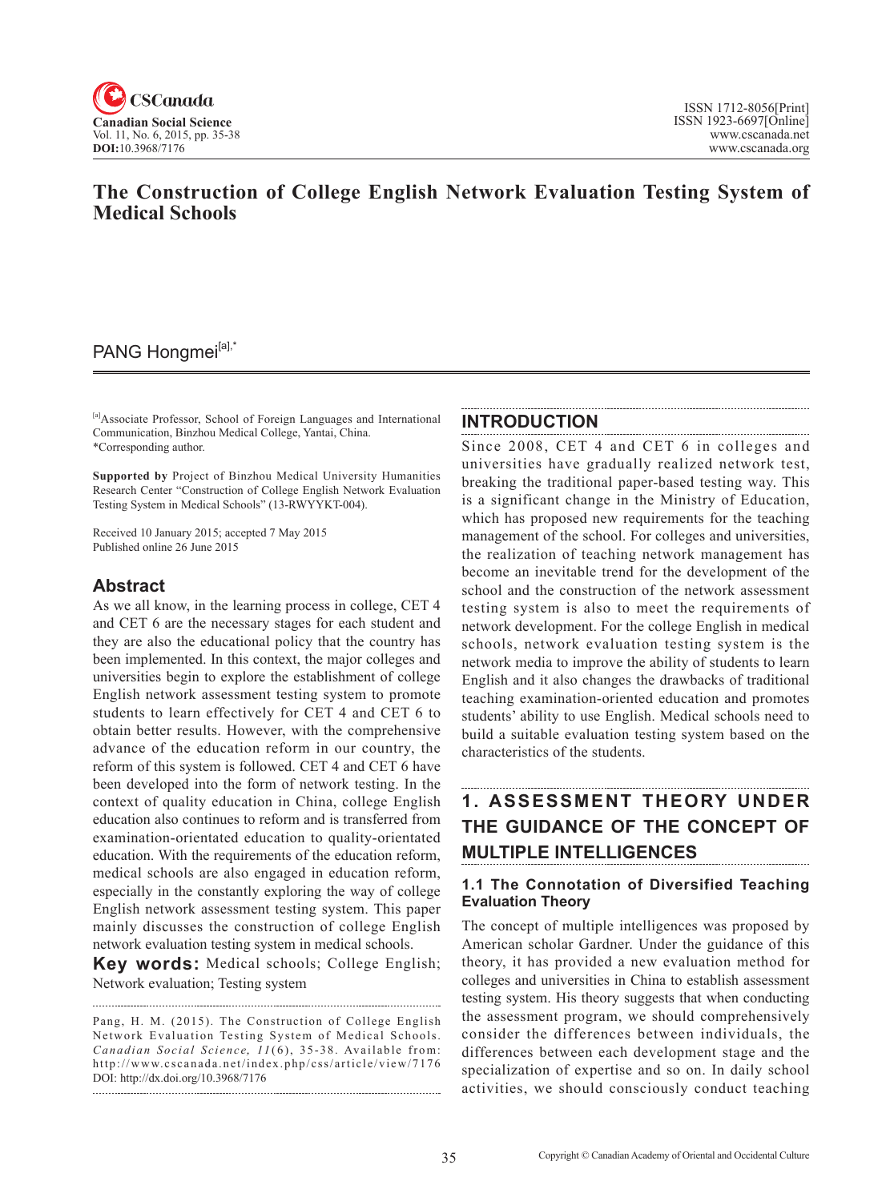# The Construction of College English Network Evaluation Testing System of Medical Schools

PANG Hongmei[a],*

[a]Associate Professor, School of Foreign Languages and International Communication, Binzhou Medical College, Yantai, China.
*Corresponding author.

**Supported by** Project of Binzhou Medical University Humanities Research Center "Construction of College English Network Evaluation Testing System in Medical Schools" (13-RWYYKT-004).

Received 10 January 2015; accepted 7 May 2015
Published online 26 June 2015

## Abstract

As we all know, in the learning process in college, CET 4 and CET 6 are the necessary stages for each student and they are also the educational policy that the country has been implemented. In this context, the major colleges and universities begin to explore the establishment of college English network assessment testing system to promote students to learn effectively for CET 4 and CET 6 to obtain better results. However, with the comprehensive advance of the education reform in our country, the reform of this system is followed. CET 4 and CET 6 have been developed into the form of network testing. In the context of quality education in China, college English education also continues to reform and is transferred from examination-orientated education to quality-orientated education. With the requirements of the education reform, medical schools are also engaged in education reform, especially in the constantly exploring the way of college English network assessment testing system. This paper mainly discusses the construction of college English network evaluation testing system in medical schools.

**Key words:** Medical schools; College English; Network evaluation; Testing system

Pang, H. M. (2015). The Construction of College English Network Evaluation Testing System of Medical Schools. *Canadian Social Science*, *11*(6), 35-38. Available from: http://www.cscanada.net/index.php/css/article/view/7176
DOI: http://dx.doi.org/10.3968/7176

## INTRODUCTION

Since 2008, CET 4 and CET 6 in colleges and universities have gradually realized network test, breaking the traditional paper-based testing way. This is a significant change in the Ministry of Education, which has proposed new requirements for the teaching management of the school. For colleges and universities, the realization of teaching network management has become an inevitable trend for the development of the school and the construction of the network assessment testing system is also to meet the requirements of network development. For the college English in medical schools, network evaluation testing system is the network media to improve the ability of students to learn English and it also changes the drawbacks of traditional teaching examination-oriented education and promotes students' ability to use English. Medical schools need to build a suitable evaluation testing system based on the characteristics of the students.

## 1. ASSESSMENT THEORY UNDER THE GUIDANCE OF THE CONCEPT OF MULTIPLE INTELLIGENCES

### 1.1 The Connotation of Diversified Teaching Evaluation Theory

The concept of multiple intelligences was proposed by American scholar Gardner. Under the guidance of this theory, it has provided a new evaluation method for colleges and universities in China to establish assessment testing system. His theory suggests that when conducting the assessment program, we should comprehensively consider the differences between individuals, the differences between each development stage and the specialization of expertise and so on. In daily school activities, we should consciously conduct teaching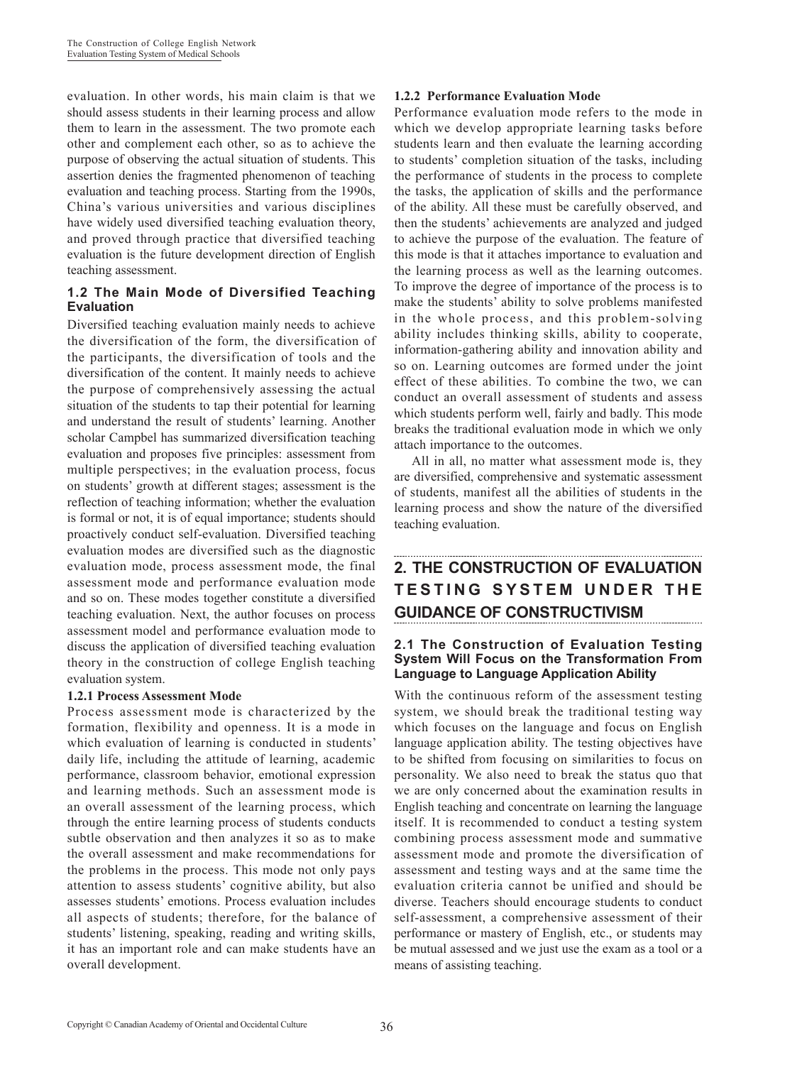evaluation. In other words, his main claim is that we should assess students in their learning process and allow them to learn in the assessment. The two promote each other and complement each other, so as to achieve the purpose of observing the actual situation of students. This assertion denies the fragmented phenomenon of teaching evaluation and teaching process. Starting from the 1990s, China's various universities and various disciplines have widely used diversified teaching evaluation theory, and proved through practice that diversified teaching evaluation is the future development direction of English teaching assessment.

### 1.2 The Main Mode of Diversified Teaching Evaluation

Diversified teaching evaluation mainly needs to achieve the diversification of the form, the diversification of the participants, the diversification of tools and the diversification of the content. It mainly needs to achieve the purpose of comprehensively assessing the actual situation of the students to tap their potential for learning and understand the result of students' learning. Another scholar Campbel has summarized diversification teaching evaluation and proposes five principles: assessment from multiple perspectives; in the evaluation process, focus on students' growth at different stages; assessment is the reflection of teaching information; whether the evaluation is formal or not, it is of equal importance; students should proactively conduct self-evaluation. Diversified teaching evaluation modes are diversified such as the diagnostic evaluation mode, process assessment mode, the final assessment mode and performance evaluation mode and so on. These modes together constitute a diversified teaching evaluation. Next, the author focuses on process assessment model and performance evaluation mode to discuss the application of diversified teaching evaluation theory in the construction of college English teaching evaluation system.

#### 1.2.1 Process Assessment Mode

Process assessment mode is characterized by the formation, flexibility and openness. It is a mode in which evaluation of learning is conducted in students' daily life, including the attitude of learning, academic performance, classroom behavior, emotional expression and learning methods. Such an assessment mode is an overall assessment of the learning process, which through the entire learning process of students conducts subtle observation and then analyzes it so as to make the overall assessment and make recommendations for the problems in the process. This mode not only pays attention to assess students' cognitive ability, but also assesses students' emotions. Process evaluation includes all aspects of students; therefore, for the balance of students' listening, speaking, reading and writing skills, it has an important role and can make students have an overall development.

#### 1.2.2 Performance Evaluation Mode

Performance evaluation mode refers to the mode in which we develop appropriate learning tasks before students learn and then evaluate the learning according to students' completion situation of the tasks, including the performance of students in the process to complete the tasks, the application of skills and the performance of the ability. All these must be carefully observed, and then the students' achievements are analyzed and judged to achieve the purpose of the evaluation. The feature of this mode is that it attaches importance to evaluation and the learning process as well as the learning outcomes. To improve the degree of importance of the process is to make the students' ability to solve problems manifested in the whole process, and this problem-solving ability includes thinking skills, ability to cooperate, information-gathering ability and innovation ability and so on. Learning outcomes are formed under the joint effect of these abilities. To combine the two, we can conduct an overall assessment of students and assess which students perform well, fairly and badly. This mode breaks the traditional evaluation mode in which we only attach importance to the outcomes.

All in all, no matter what assessment mode is, they are diversified, comprehensive and systematic assessment of students, manifest all the abilities of students in the learning process and show the nature of the diversified teaching evaluation.

## 2. THE CONSTRUCTION OF EVALUATION TESTING SYSTEM UNDER THE GUIDANCE OF CONSTRUCTIVISM

### 2.1 The Construction of Evaluation Testing System Will Focus on the Transformation From Language to Language Application Ability

With the continuous reform of the assessment testing system, we should break the traditional testing way which focuses on the language and focus on English language application ability. The testing objectives have to be shifted from focusing on similarities to focus on personality. We also need to break the status quo that we are only concerned about the examination results in English teaching and concentrate on learning the language itself. It is recommended to conduct a testing system combining process assessment mode and summative assessment mode and promote the diversification of assessment and testing ways and at the same time the evaluation criteria cannot be unified and should be diverse. Teachers should encourage students to conduct self-assessment, a comprehensive assessment of their performance or mastery of English, etc., or students may be mutual assessed and we just use the exam as a tool or a means of assisting teaching.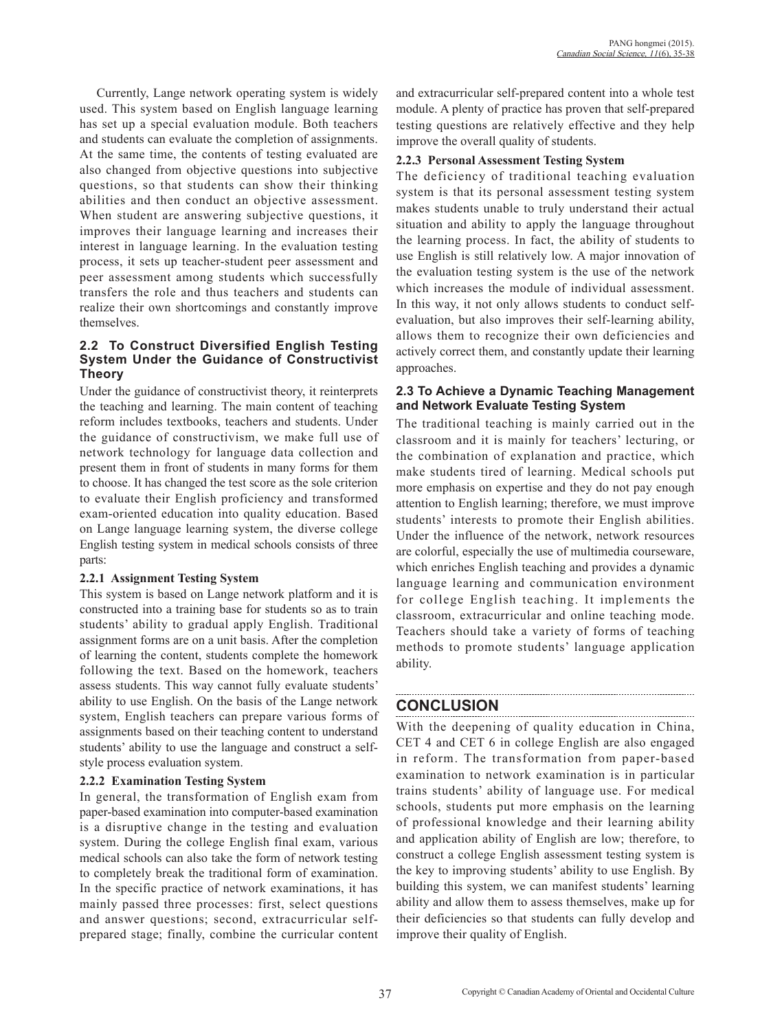Currently, Lange network operating system is widely used. This system based on English language learning has set up a special evaluation module. Both teachers and students can evaluate the completion of assignments. At the same time, the contents of testing evaluated are also changed from objective questions into subjective questions, so that students can show their thinking abilities and then conduct an objective assessment. When student are answering subjective questions, it improves their language learning and increases their interest in language learning. In the evaluation testing process, it sets up teacher-student peer assessment and peer assessment among students which successfully transfers the role and thus teachers and students can realize their own shortcomings and constantly improve themselves.

## 2.2 To Construct Diversified English Testing System Under the Guidance of Constructivist Theory

Under the guidance of constructivist theory, it reinterprets the teaching and learning. The main content of teaching reform includes textbooks, teachers and students. Under the guidance of constructivism, we make full use of network technology for language data collection and present them in front of students in many forms for them to choose. It has changed the test score as the sole criterion to evaluate their English proficiency and transformed exam-oriented education into quality education. Based on Lange language learning system, the diverse college English testing system in medical schools consists of three parts:

### 2.2.1 Assignment Testing System

This system is based on Lange network platform and it is constructed into a training base for students so as to train students' ability to gradual apply English. Traditional assignment forms are on a unit basis. After the completion of learning the content, students complete the homework following the text. Based on the homework, teachers assess students. This way cannot fully evaluate students' ability to use English. On the basis of the Lange network system, English teachers can prepare various forms of assignments based on their teaching content to understand students' ability to use the language and construct a self-style process evaluation system.

### 2.2.2 Examination Testing System

In general, the transformation of English exam from paper-based examination into computer-based examination is a disruptive change in the testing and evaluation system. During the college English final exam, various medical schools can also take the form of network testing to completely break the traditional form of examination. In the specific practice of network examinations, it has mainly passed three processes: first, select questions and answer questions; second, extracurricular self-prepared stage; finally, combine the curricular content and extracurricular self-prepared content into a whole test module. A plenty of practice has proven that self-prepared testing questions are relatively effective and they help improve the overall quality of students.

### 2.2.3 Personal Assessment Testing System

The deficiency of traditional teaching evaluation system is that its personal assessment testing system makes students unable to truly understand their actual situation and ability to apply the language throughout the learning process. In fact, the ability of students to use English is still relatively low. A major innovation of the evaluation testing system is the use of the network which increases the module of individual assessment. In this way, it not only allows students to conduct self-evaluation, but also improves their self-learning ability, allows them to recognize their own deficiencies and actively correct them, and constantly update their learning approaches.

## 2.3 To Achieve a Dynamic Teaching Management and Network Evaluate Testing System

The traditional teaching is mainly carried out in the classroom and it is mainly for teachers' lecturing, or the combination of explanation and practice, which make students tired of learning. Medical schools put more emphasis on expertise and they do not pay enough attention to English learning; therefore, we must improve students' interests to promote their English abilities. Under the influence of the network, network resources are colorful, especially the use of multimedia courseware, which enriches English teaching and provides a dynamic language learning and communication environment for college English teaching. It implements the classroom, extracurricular and online teaching mode. Teachers should take a variety of forms of teaching methods to promote students' language application ability.

# CONCLUSION

With the deepening of quality education in China, CET 4 and CET 6 in college English are also engaged in reform. The transformation from paper-based examination to network examination is in particular trains students' ability of language use. For medical schools, students put more emphasis on the learning of professional knowledge and their learning ability and application ability of English are low; therefore, to construct a college English assessment testing system is the key to improving students' ability to use English. By building this system, we can manifest students' learning ability and allow them to assess themselves, make up for their deficiencies so that students can fully develop and improve their quality of English.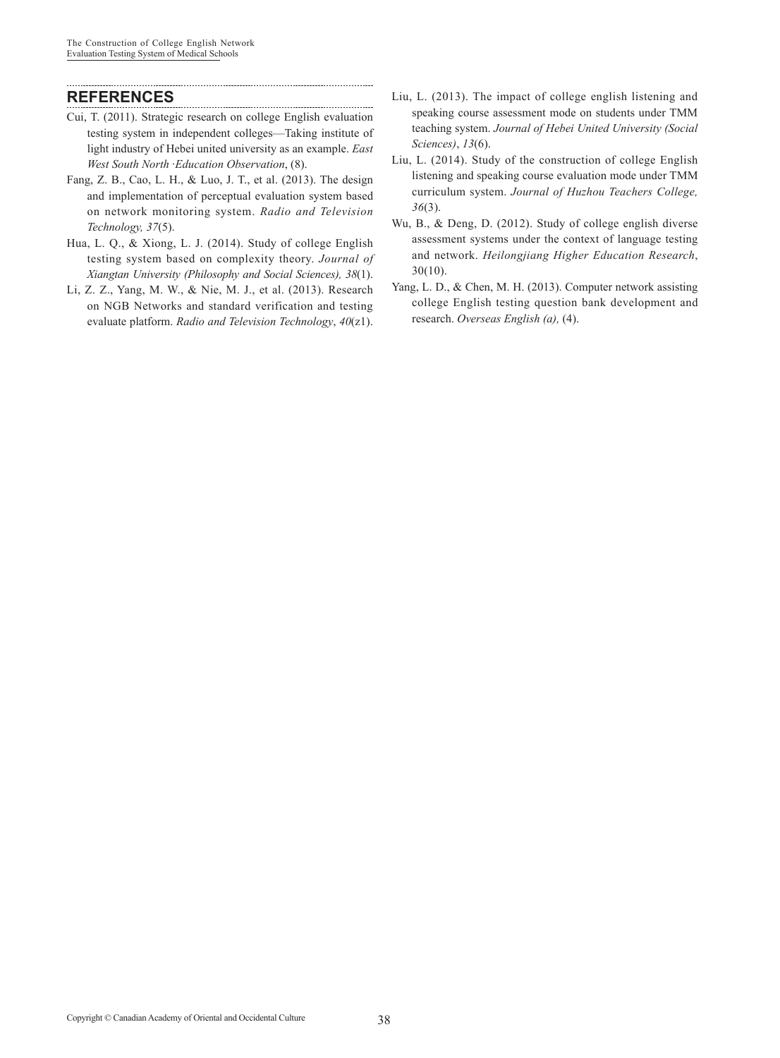## REFERENCES

Cui, T. (2011). Strategic research on college English evaluation testing system in independent colleges—Taking institute of light industry of Hebei united university as an example. *East West South North ·Education Observation*, (8).

Fang, Z. B., Cao, L. H., & Luo, J. T., et al. (2013). The design and implementation of perceptual evaluation system based on network monitoring system. *Radio and Television Technology, 37*(5).

Hua, L. Q., & Xiong, L. J. (2014). Study of college English testing system based on complexity theory. *Journal of Xiangtan University (Philosophy and Social Sciences), 38*(1).

Li, Z. Z., Yang, M. W., & Nie, M. J., et al. (2013). Research on NGB Networks and standard verification and testing evaluate platform. *Radio and Television Technology*, *40*(z1).

Liu, L. (2013). The impact of college english listening and speaking course assessment mode on students under TMM teaching system. *Journal of Hebei United University (Social Sciences)*, *13*(6).

Liu, L. (2014). Study of the construction of college English listening and speaking course evaluation mode under TMM curriculum system. *Journal of Huzhou Teachers College, 36*(3).

Wu, B., & Deng, D. (2012). Study of college english diverse assessment systems under the context of language testing and network. *Heilongjiang Higher Education Research*, 30(10).

Yang, L. D., & Chen, M. H. (2013). Computer network assisting college English testing question bank development and research. *Overseas English (a),* (4).